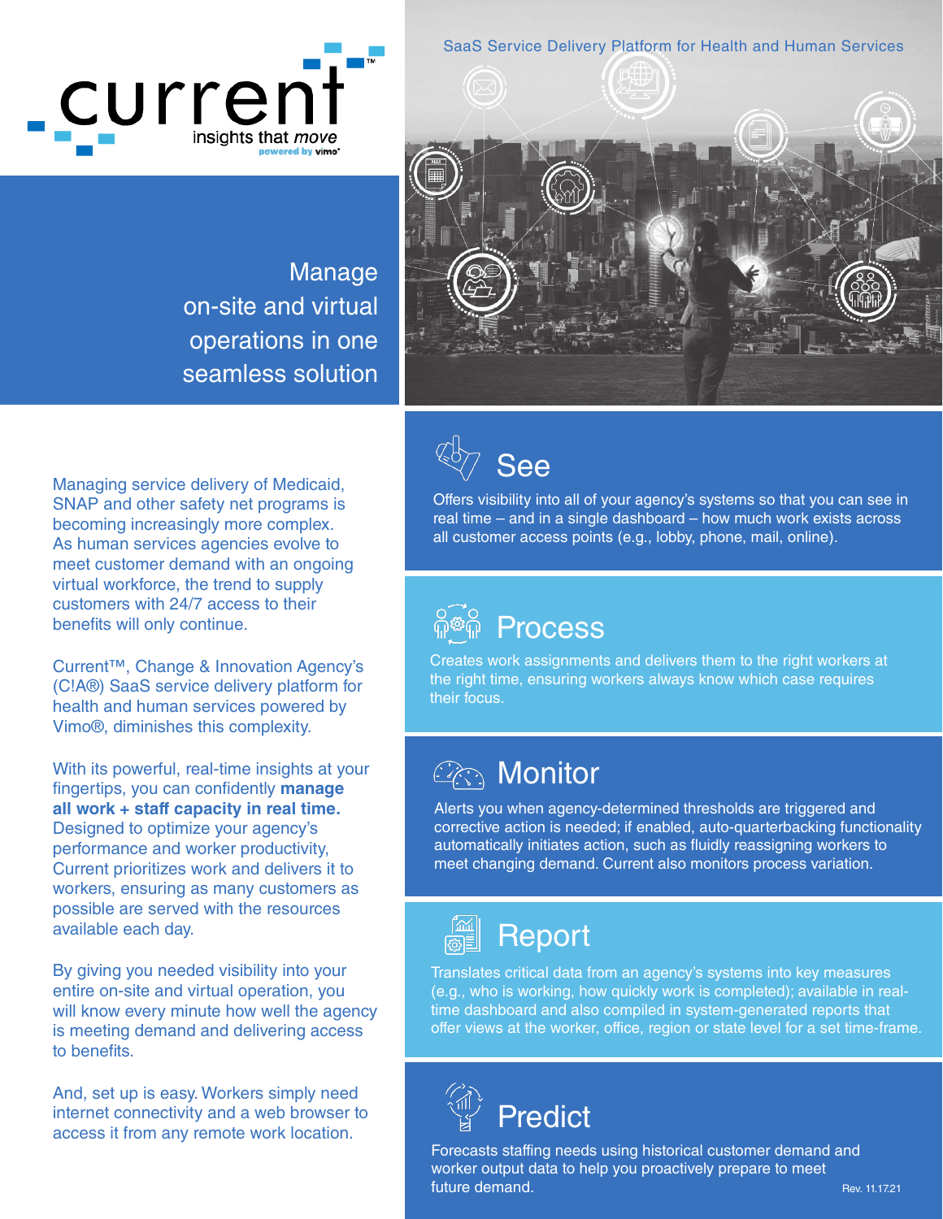current™

insights that *move*

powered by vimo®

SaaS Service Delivery Platform for Health and Human Services

# Manage on-site and virtual operations in one seamless solution

Managing service delivery of Medicaid, SNAP and other safety net programs is becoming increasingly more complex. As human services agencies evolve to meet customer demand with an ongoing virtual workforce, the trend to supply customers with 24/7 access to their benefits will only continue.

Current™, Change & Innovation Agency's (C!A®) SaaS service delivery platform for health and human services powered by Vimo®, diminishes this complexity.

With its powerful, real-time insights at your fingertips, you can confidently **manage all work + staff capacity in real time.** Designed to optimize your agency's performance and worker productivity, Current prioritizes work and delivers it to workers, ensuring as many customers as possible are served with the resources available each day.

By giving you needed visibility into your entire on-site and virtual operation, you will know every minute how well the agency is meeting demand and delivering access to benefits.

And, set up is easy. Workers simply need internet connectivity and a web browser to access it from any remote work location.

## See

Offers visibility into all of your agency's systems so that you can see in real time – and in a single dashboard – how much work exists across all customer access points (e.g., lobby, phone, mail, online).

## Process

Creates work assignments and delivers them to the right workers at the right time, ensuring workers always know which case requires their focus.

## Monitor

Alerts you when agency-determined thresholds are triggered and corrective action is needed; if enabled, auto-quarterbacking functionality automatically initiates action, such as fluidly reassigning workers to meet changing demand. Current also monitors process variation.

## Report

Translates critical data from an agency's systems into key measures (e.g., who is working, how quickly work is completed); available in real-time dashboard and also compiled in system-generated reports that offer views at the worker, office, region or state level for a set time-frame.

## Predict

Forecasts staffing needs using historical customer demand and worker output data to help you proactively prepare to meet future demand.

Rev. 11.17.21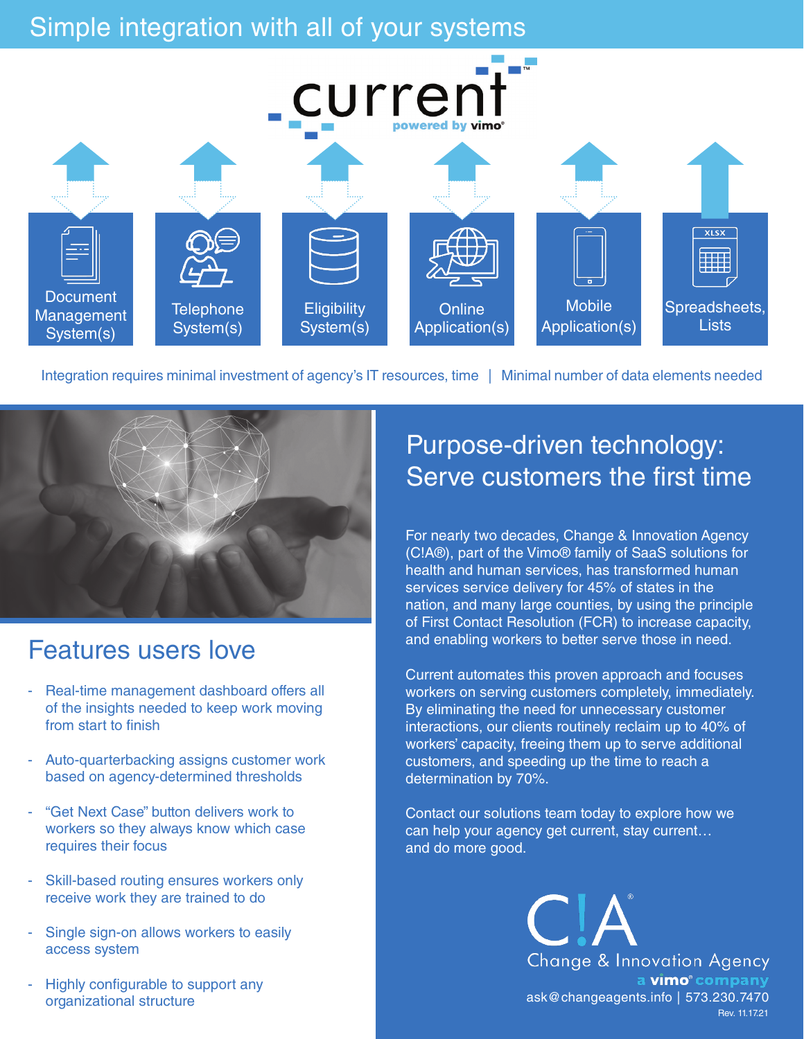# Simple integration with all of your systems

current™
powered by vimo®

- Document Management System(s)
- Telephone System(s)
- Eligibility System(s)
- Online Application(s)
- Mobile Application(s)
- Spreadsheets, Lists

Integration requires minimal investment of agency's IT resources, time | Minimal number of data elements needed

## Features users love

- Real-time management dashboard offers all of the insights needed to keep work moving from start to finish
- Auto-quarterbacking assigns customer work based on agency-determined thresholds
- "Get Next Case" button delivers work to workers so they always know which case requires their focus
- Skill-based routing ensures workers only receive work they are trained to do
- Single sign-on allows workers to easily access system
- Highly configurable to support any organizational structure

## Purpose-driven technology: Serve customers the first time

For nearly two decades, Change & Innovation Agency (C!A®), part of the Vimo® family of SaaS solutions for health and human services, has transformed human services service delivery for 45% of states in the nation, and many large counties, by using the principle of First Contact Resolution (FCR) to increase capacity, and enabling workers to better serve those in need.

Current automates this proven approach and focuses workers on serving customers completely, immediately. By eliminating the need for unnecessary customer interactions, our clients routinely reclaim up to 40% of workers' capacity, freeing them up to serve additional customers, and speeding up the time to reach a determination by 70%.

Contact our solutions team today to explore how we can help your agency get current, stay current… and do more good.

C!A®
Change & Innovation Agency
a vimo® company
ask@changeagents.info | 573.230.7470

Rev. 11.17.21